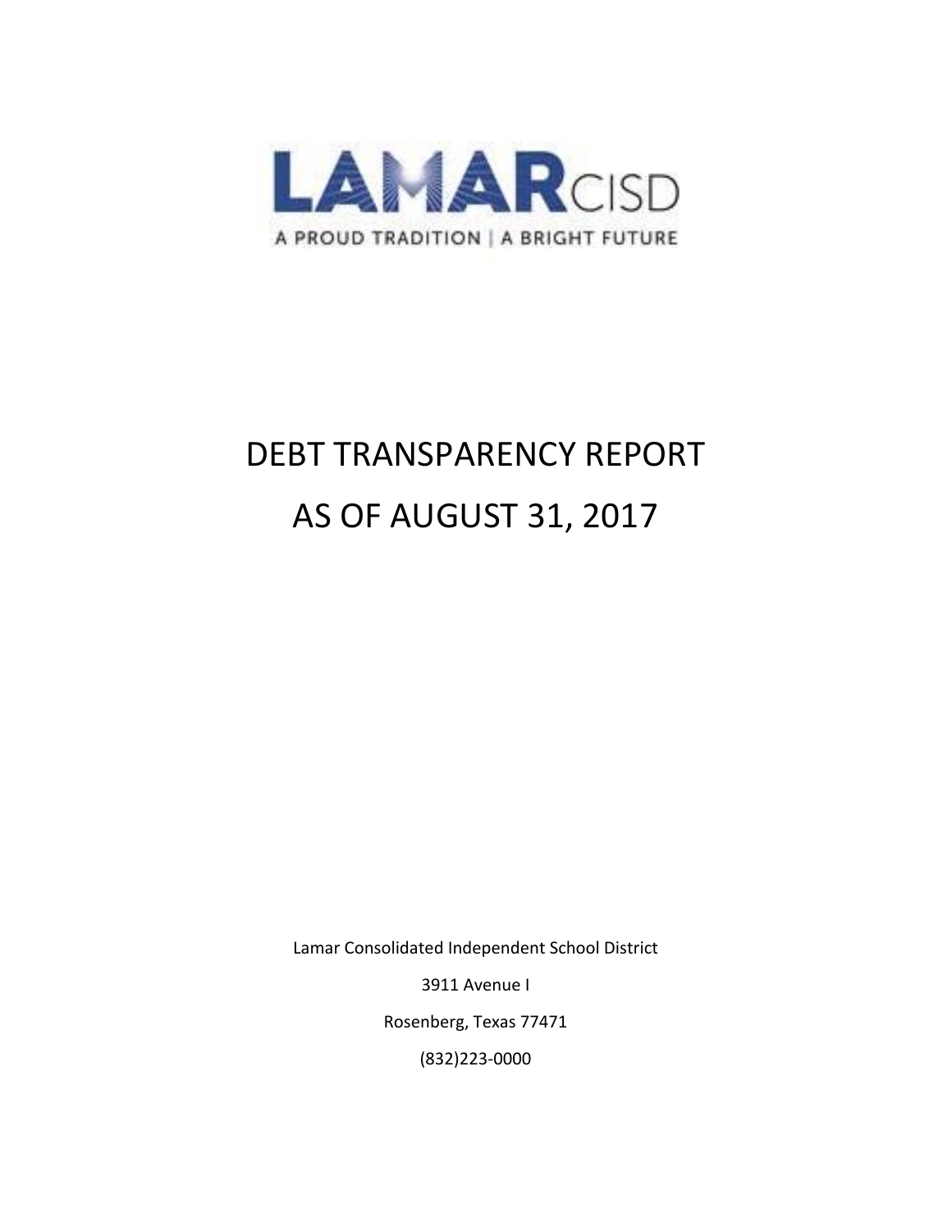LAMARCISD

A PROUD TRADITION | A BRIGHT FUTURE

# DEBT TRANSPARENCY REPORT

# AS OF AUGUST 31, 2017

Lamar Consolidated Independent School District

3911 Avenue I

Rosenberg, Texas 77471

(832)223-0000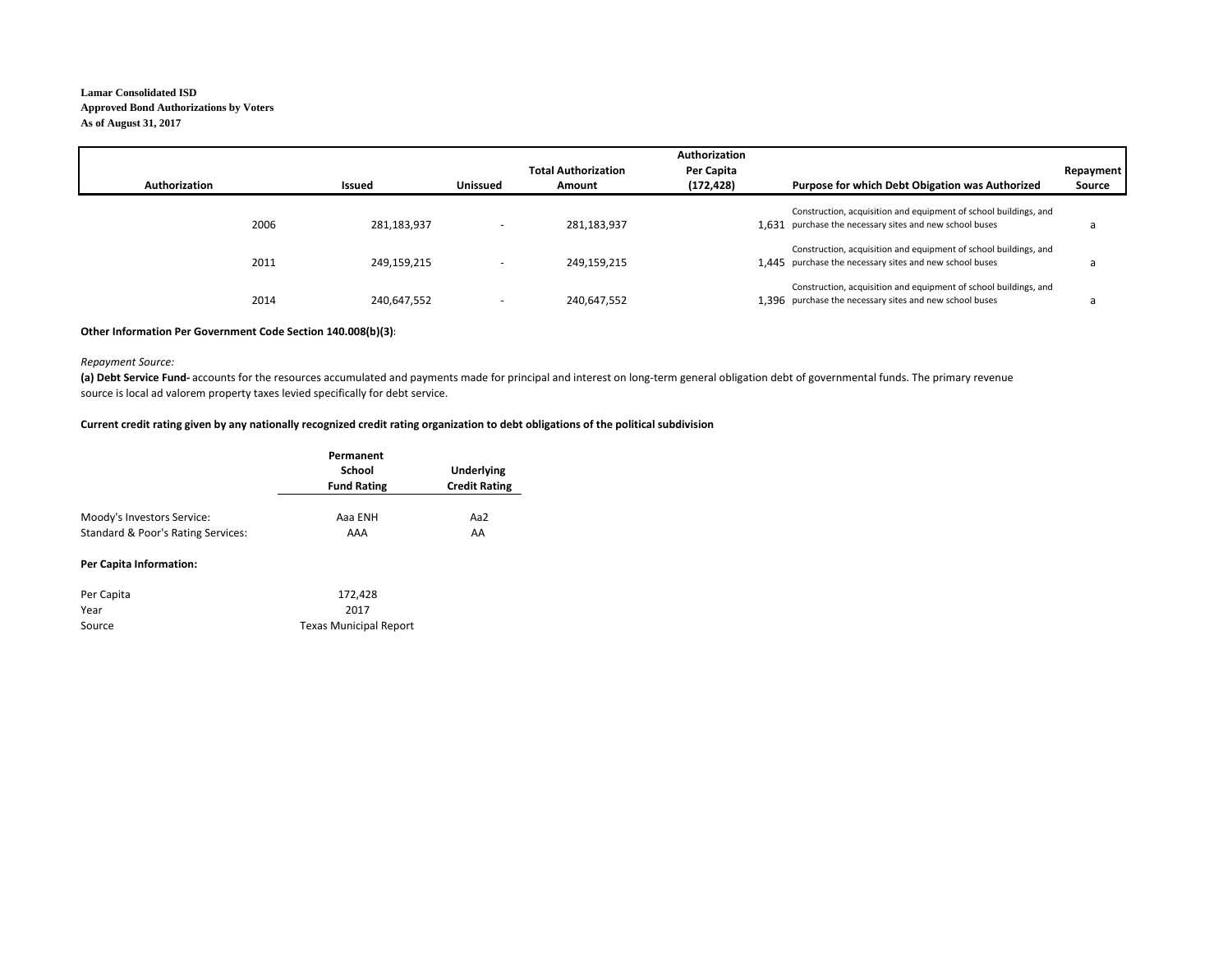**Lamar Consolidated ISD**
**Approved Bond Authorizations by Voters**
**As of August 31, 2017**

| Authorization | Issued | Unissued | Total Authorization Amount | Authorization Per Capita (172,428) | Purpose for which Debt Obigation was Authorized | Repayment Source |
|---|---|---|---|---|---|---|
| 2006 | 281,183,937 | - | 281,183,937 | 1,631 | Construction, acquisition and equipment of school buildings, and purchase the necessary sites and new school buses | a |
| 2011 | 249,159,215 | - | 249,159,215 | 1,445 | Construction, acquisition and equipment of school buildings, and purchase the necessary sites and new school buses | a |
| 2014 | 240,647,552 | - | 240,647,552 | 1,396 | Construction, acquisition and equipment of school buildings, and purchase the necessary sites and new school buses | a |

**Other Information Per Government Code Section 140.008(b)(3)**:

*Repayment Source:*

**(a) Debt Service Fund-** accounts for the resources accumulated and payments made for principal and interest on long-term general obligation debt of governmental funds. The primary revenue source is local ad valorem property taxes levied specifically for debt service.

**Current credit rating given by any nationally recognized credit rating organization to debt obligations of the political subdivision**

| | Permanent School Fund Rating | Underlying Credit Rating |
|---|---|---|
| Moody's Investors Service: | Aaa ENH | Aa2 |
| Standard & Poor's Rating Services: | AAA | AA |

**Per Capita Information:**

| | |
|---|---|
| Per Capita | 172,428 |
| Year | 2017 |
| Source | Texas Municipal Report |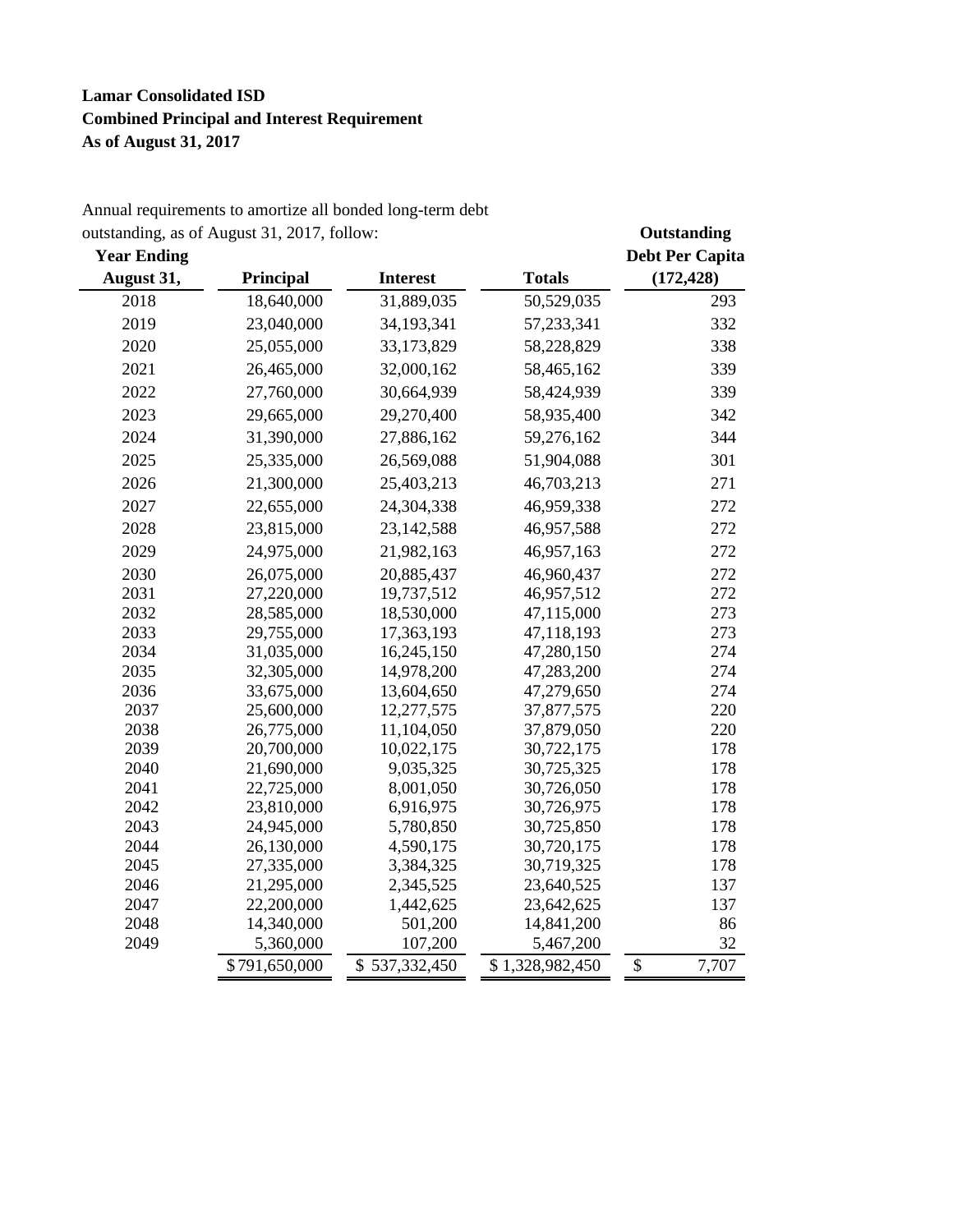**Lamar Consolidated ISD**
**Combined Principal and Interest Requirement**
**As of August 31, 2017**

Annual requirements to amortize all bonded long-term debt outstanding, as of August 31, 2017, follow:

| Year Ending August 31, | Principal | Interest | Totals | Outstanding Debt Per Capita (172,428) |
|---|---|---|---|---|
| 2018 | 18,640,000 | 31,889,035 | 50,529,035 | 293 |
| 2019 | 23,040,000 | 34,193,341 | 57,233,341 | 332 |
| 2020 | 25,055,000 | 33,173,829 | 58,228,829 | 338 |
| 2021 | 26,465,000 | 32,000,162 | 58,465,162 | 339 |
| 2022 | 27,760,000 | 30,664,939 | 58,424,939 | 339 |
| 2023 | 29,665,000 | 29,270,400 | 58,935,400 | 342 |
| 2024 | 31,390,000 | 27,886,162 | 59,276,162 | 344 |
| 2025 | 25,335,000 | 26,569,088 | 51,904,088 | 301 |
| 2026 | 21,300,000 | 25,403,213 | 46,703,213 | 271 |
| 2027 | 22,655,000 | 24,304,338 | 46,959,338 | 272 |
| 2028 | 23,815,000 | 23,142,588 | 46,957,588 | 272 |
| 2029 | 24,975,000 | 21,982,163 | 46,957,163 | 272 |
| 2030 | 26,075,000 | 20,885,437 | 46,960,437 | 272 |
| 2031 | 27,220,000 | 19,737,512 | 46,957,512 | 272 |
| 2032 | 28,585,000 | 18,530,000 | 47,115,000 | 273 |
| 2033 | 29,755,000 | 17,363,193 | 47,118,193 | 273 |
| 2034 | 31,035,000 | 16,245,150 | 47,280,150 | 274 |
| 2035 | 32,305,000 | 14,978,200 | 47,283,200 | 274 |
| 2036 | 33,675,000 | 13,604,650 | 47,279,650 | 274 |
| 2037 | 25,600,000 | 12,277,575 | 37,877,575 | 220 |
| 2038 | 26,775,000 | 11,104,050 | 37,879,050 | 220 |
| 2039 | 20,700,000 | 10,022,175 | 30,722,175 | 178 |
| 2040 | 21,690,000 | 9,035,325 | 30,725,325 | 178 |
| 2041 | 22,725,000 | 8,001,050 | 30,726,050 | 178 |
| 2042 | 23,810,000 | 6,916,975 | 30,726,975 | 178 |
| 2043 | 24,945,000 | 5,780,850 | 30,725,850 | 178 |
| 2044 | 26,130,000 | 4,590,175 | 30,720,175 | 178 |
| 2045 | 27,335,000 | 3,384,325 | 30,719,325 | 178 |
| 2046 | 21,295,000 | 2,345,525 | 23,640,525 | 137 |
| 2047 | 22,200,000 | 1,442,625 | 23,642,625 | 137 |
| 2048 | 14,340,000 | 501,200 | 14,841,200 | 86 |
| 2049 | 5,360,000 | 107,200 | 5,467,200 | 32 |
| | $791,650,000 | $ 537,332,450 | $ 1,328,982,450 | $ 7,707 |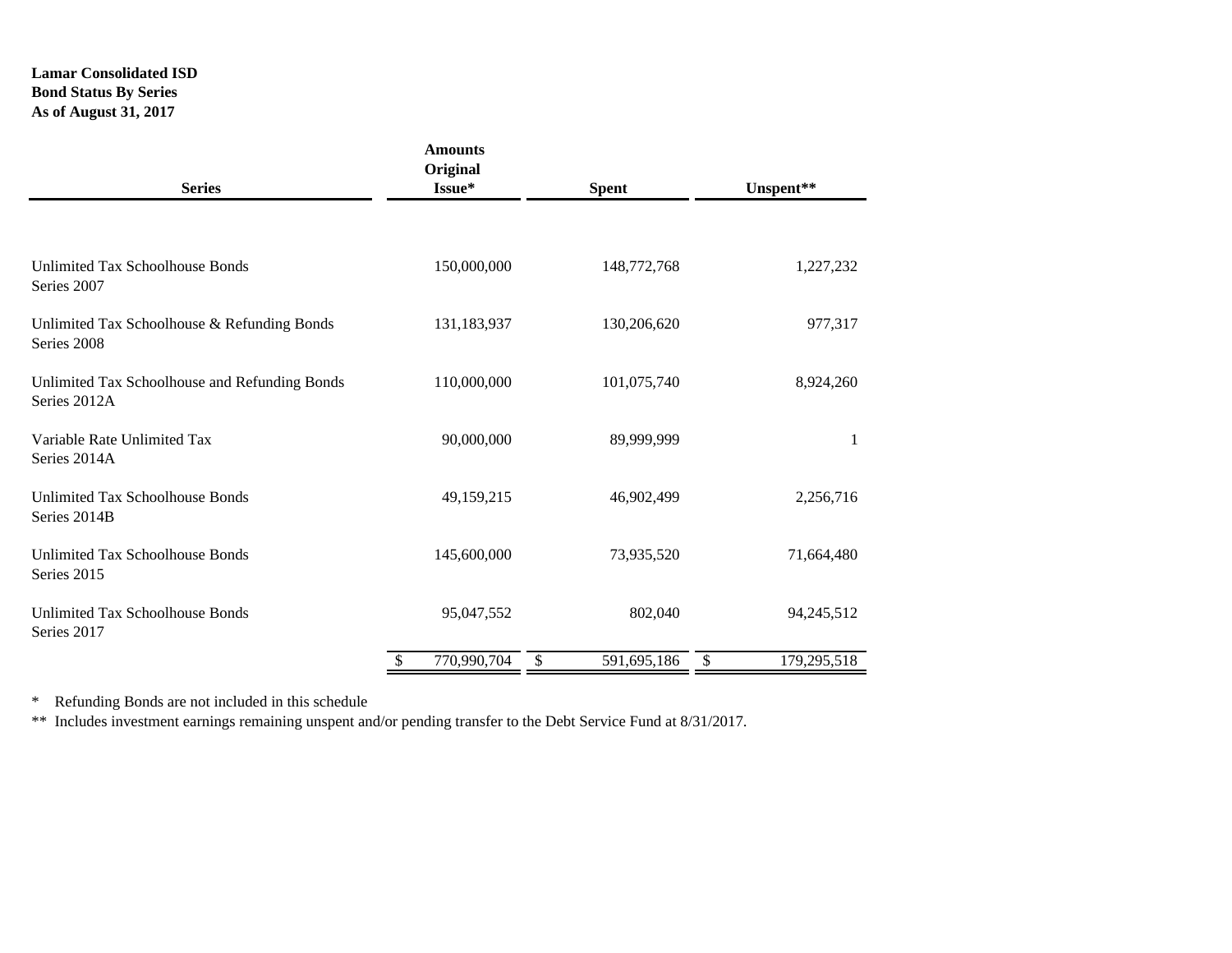**Lamar Consolidated ISD**
**Bond Status By Series**
**As of August 31, 2017**

| Series | Amounts Original Issue* | Spent | Unspent** |
|---|---|---|---|
| Unlimited Tax Schoolhouse Bonds Series 2007 | 150,000,000 | 148,772,768 | 1,227,232 |
| Unlimited Tax Schoolhouse & Refunding Bonds Series 2008 | 131,183,937 | 130,206,620 | 977,317 |
| Unlimited Tax Schoolhouse and Refunding Bonds Series 2012A | 110,000,000 | 101,075,740 | 8,924,260 |
| Variable Rate Unlimited Tax Series 2014A | 90,000,000 | 89,999,999 | 1 |
| Unlimited Tax Schoolhouse Bonds Series 2014B | 49,159,215 | 46,902,499 | 2,256,716 |
| Unlimited Tax Schoolhouse Bonds Series 2015 | 145,600,000 | 73,935,520 | 71,664,480 |
| Unlimited Tax Schoolhouse Bonds Series 2017 | 95,047,552 | 802,040 | 94,245,512 |
| | $ 770,990,704 | $ 591,695,186 | $ 179,295,518 |

\* Refunding Bonds are not included in this schedule

\** Includes investment earnings remaining unspent and/or pending transfer to the Debt Service Fund at 8/31/2017.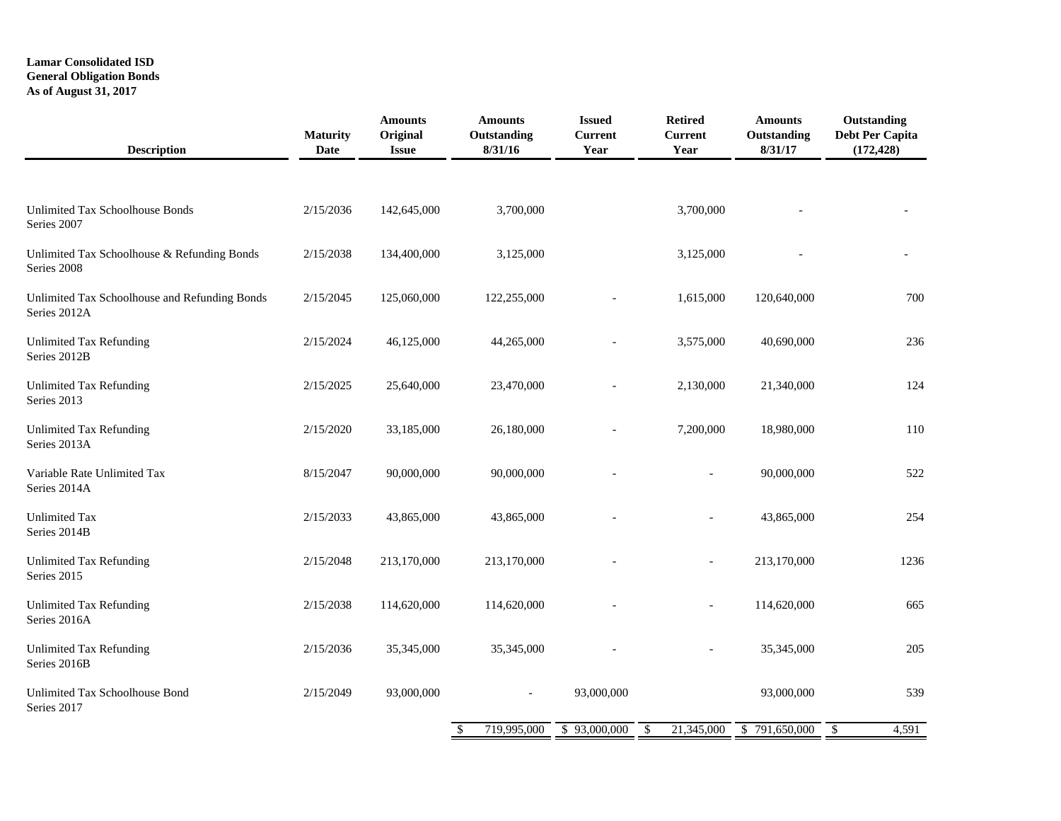**Lamar Consolidated ISD**
**General Obligation Bonds**
**As of August 31, 2017**

| Description | Maturity Date | Amounts Original Issue | Amounts Outstanding 8/31/16 | Issued Current Year | Retired Current Year | Amounts Outstanding 8/31/17 | Outstanding Debt Per Capita (172,428) |
|---|---|---|---|---|---|---|---|
| Unlimited Tax Schoolhouse Bonds Series 2007 | 2/15/2036 | 142,645,000 | 3,700,000 | | 3,700,000 | - | - |
| Unlimited Tax Schoolhouse & Refunding Bonds Series 2008 | 2/15/2038 | 134,400,000 | 3,125,000 | | 3,125,000 | - | - |
| Unlimited Tax Schoolhouse and Refunding Bonds Series 2012A | 2/15/2045 | 125,060,000 | 122,255,000 | - | 1,615,000 | 120,640,000 | 700 |
| Unlimited Tax Refunding Series 2012B | 2/15/2024 | 46,125,000 | 44,265,000 | - | 3,575,000 | 40,690,000 | 236 |
| Unlimited Tax Refunding Series 2013 | 2/15/2025 | 25,640,000 | 23,470,000 | - | 2,130,000 | 21,340,000 | 124 |
| Unlimited Tax Refunding Series 2013A | 2/15/2020 | 33,185,000 | 26,180,000 | - | 7,200,000 | 18,980,000 | 110 |
| Variable Rate Unlimited Tax Series 2014A | 8/15/2047 | 90,000,000 | 90,000,000 | - | - | 90,000,000 | 522 |
| Unlimited Tax Series 2014B | 2/15/2033 | 43,865,000 | 43,865,000 | - | - | 43,865,000 | 254 |
| Unlimited Tax Refunding Series 2015 | 2/15/2048 | 213,170,000 | 213,170,000 | - | - | 213,170,000 | 1236 |
| Unlimited Tax Refunding Series 2016A | 2/15/2038 | 114,620,000 | 114,620,000 | - | - | 114,620,000 | 665 |
| Unlimited Tax Refunding Series 2016B | 2/15/2036 | 35,345,000 | 35,345,000 | - | - | 35,345,000 | 205 |
| Unlimited Tax Schoolhouse Bond Series 2017 | 2/15/2049 | 93,000,000 | - | 93,000,000 | | 93,000,000 | 539 |
| | | | $ 719,995,000 | $ 93,000,000 | $ 21,345,000 | $ 791,650,000 | $ 4,591 |